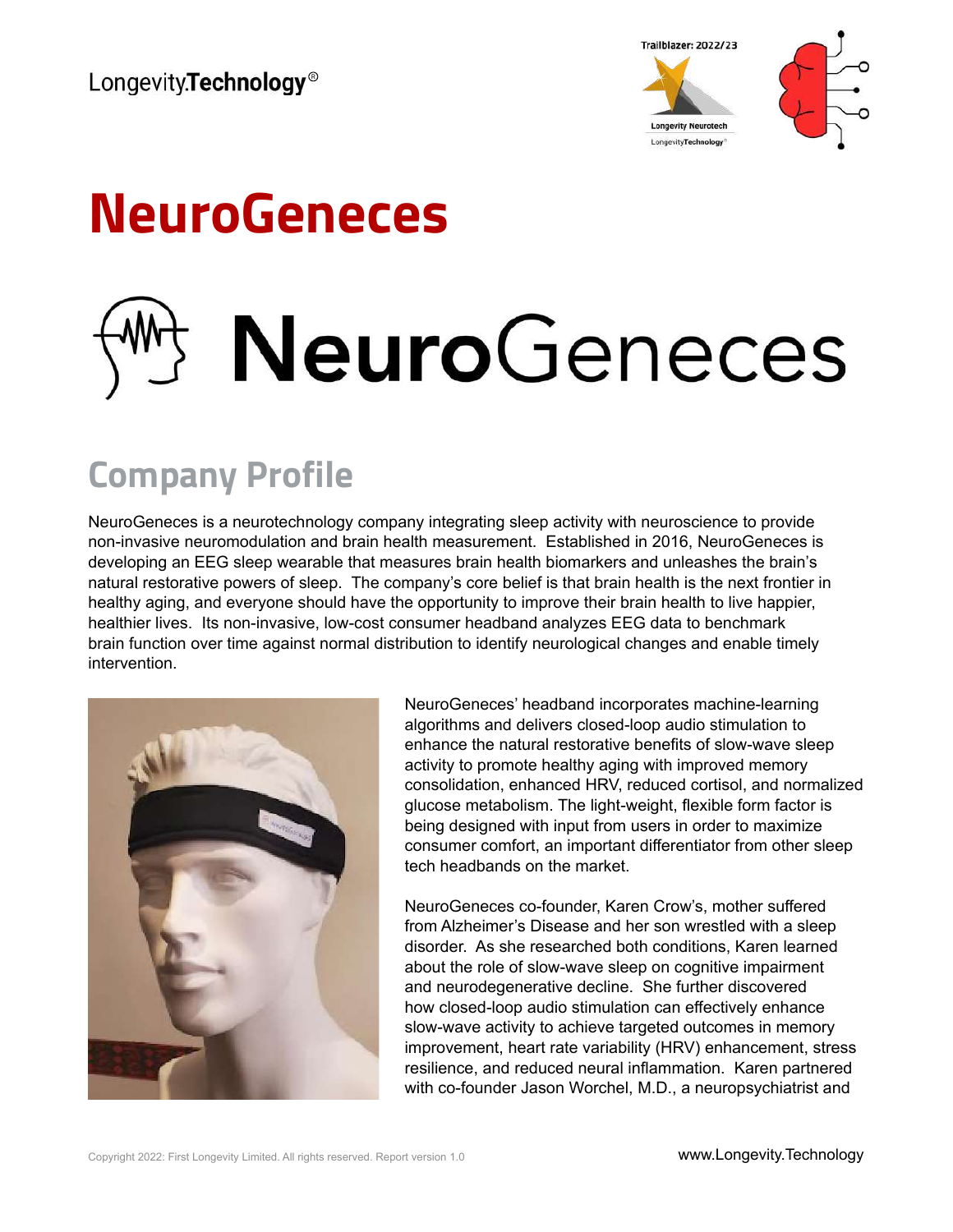# NeuroGeneces

## Company Profile

NeuroGeneces is a neurotechnology company integrating sleep activity with neuroscience to provide non-invasive neuromodulation and brain health measurement. Established in 2016, NeuroGeneces is developing an EEG sleep wearable that measures brain health biomarkers and unleashes the brain's natural restorative powers of sleep. The company's core belief is that brain health is the next frontier in healthy aging, and everyone should have the opportunity to improve their brain health to live happier, healthier lives. Its non-invasive, low-cost consumer headband analyzes EEG data to benchmark brain function over time against normal distribution to identify neurological changes and enable timely intervention.

NeuroGeneces' headband incorporates machine-learning algorithms and delivers closed-loop audio stimulation to enhance the natural restorative benefits of slow-wave sleep activity to promote healthy aging with improved memory consolidation, enhanced HRV, reduced cortisol, and normalized glucose metabolism. The light-weight, flexible form factor is being designed with input from users in order to maximize consumer comfort, an important differentiator from other sleep tech headbands on the market.

NeuroGeneces co-founder, Karen Crow's, mother suffered from Alzheimer's Disease and her son wrestled with a sleep disorder. As she researched both conditions, Karen learned about the role of slow-wave sleep on cognitive impairment and neurodegenerative decline. She further discovered how closed-loop audio stimulation can effectively enhance slow-wave activity to achieve targeted outcomes in memory improvement, heart rate variability (HRV) enhancement, stress resilience, and reduced neural inflammation. Karen partnered with co-founder Jason Worchel, M.D., a neuropsychiatrist and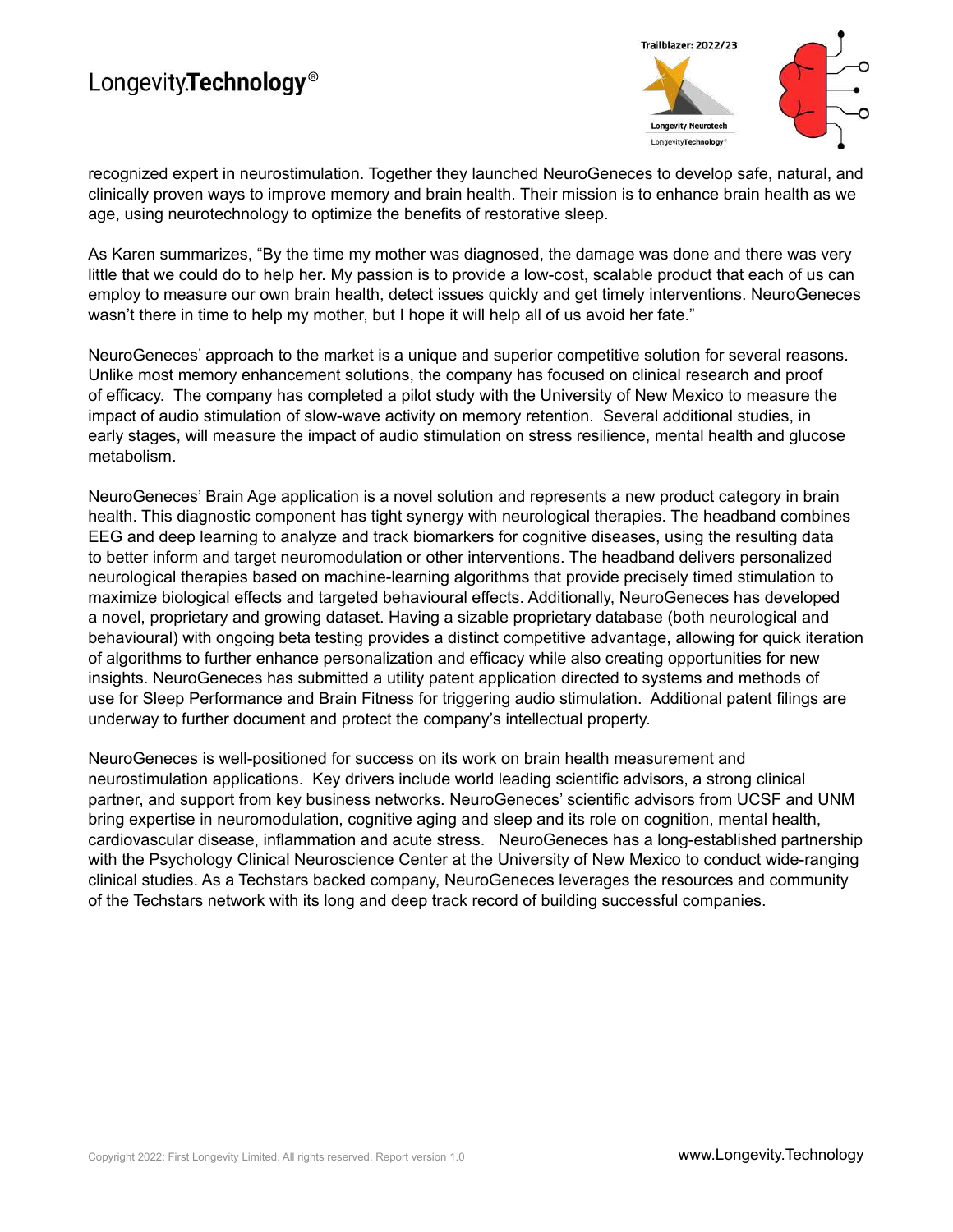recognized expert in neurostimulation. Together they launched NeuroGeneces to develop safe, natural, and clinically proven ways to improve memory and brain health. Their mission is to enhance brain health as we age, using neurotechnology to optimize the benefits of restorative sleep.

As Karen summarizes, "By the time my mother was diagnosed, the damage was done and there was very little that we could do to help her. My passion is to provide a low-cost, scalable product that each of us can employ to measure our own brain health, detect issues quickly and get timely interventions. NeuroGeneces wasn't there in time to help my mother, but I hope it will help all of us avoid her fate."

NeuroGeneces' approach to the market is a unique and superior competitive solution for several reasons. Unlike most memory enhancement solutions, the company has focused on clinical research and proof of efficacy. The company has completed a pilot study with the University of New Mexico to measure the impact of audio stimulation of slow-wave activity on memory retention. Several additional studies, in early stages, will measure the impact of audio stimulation on stress resilience, mental health and glucose metabolism.

NeuroGeneces' Brain Age application is a novel solution and represents a new product category in brain health. This diagnostic component has tight synergy with neurological therapies. The headband combines EEG and deep learning to analyze and track biomarkers for cognitive diseases, using the resulting data to better inform and target neuromodulation or other interventions. The headband delivers personalized neurological therapies based on machine-learning algorithms that provide precisely timed stimulation to maximize biological effects and targeted behavioural effects. Additionally, NeuroGeneces has developed a novel, proprietary and growing dataset. Having a sizable proprietary database (both neurological and behavioural) with ongoing beta testing provides a distinct competitive advantage, allowing for quick iteration of algorithms to further enhance personalization and efficacy while also creating opportunities for new insights. NeuroGeneces has submitted a utility patent application directed to systems and methods of use for Sleep Performance and Brain Fitness for triggering audio stimulation. Additional patent filings are underway to further document and protect the company's intellectual property.

NeuroGeneces is well-positioned for success on its work on brain health measurement and neurostimulation applications. Key drivers include world leading scientific advisors, a strong clinical partner, and support from key business networks. NeuroGeneces' scientific advisors from UCSF and UNM bring expertise in neuromodulation, cognitive aging and sleep and its role on cognition, mental health, cardiovascular disease, inflammation and acute stress. NeuroGeneces has a long-established partnership with the Psychology Clinical Neuroscience Center at the University of New Mexico to conduct wide-ranging clinical studies. As a Techstars backed company, NeuroGeneces leverages the resources and community of the Techstars network with its long and deep track record of building successful companies.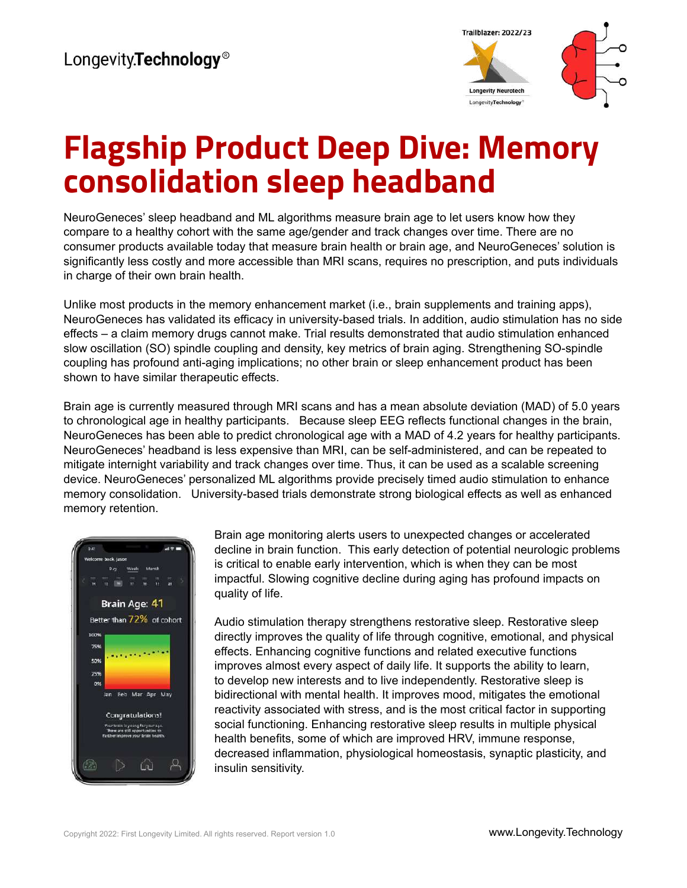# Flagship Product Deep Dive: Memory consolidation sleep headband

NeuroGeneces' sleep headband and ML algorithms measure brain age to let users know how they compare to a healthy cohort with the same age/gender and track changes over time. There are no consumer products available today that measure brain health or brain age, and NeuroGeneces' solution is significantly less costly and more accessible than MRI scans, requires no prescription, and puts individuals in charge of their own brain health.

Unlike most products in the memory enhancement market (i.e., brain supplements and training apps), NeuroGeneces has validated its efficacy in university-based trials. In addition, audio stimulation has no side effects – a claim memory drugs cannot make. Trial results demonstrated that audio stimulation enhanced slow oscillation (SO) spindle coupling and density, key metrics of brain aging. Strengthening SO-spindle coupling has profound anti-aging implications; no other brain or sleep enhancement product has been shown to have similar therapeutic effects.

Brain age is currently measured through MRI scans and has a mean absolute deviation (MAD) of 5.0 years to chronological age in healthy participants. Because sleep EEG reflects functional changes in the brain, NeuroGeneces has been able to predict chronological age with a MAD of 4.2 years for healthy participants. NeuroGeneces' headband is less expensive than MRI, can be self-administered, and can be repeated to mitigate internight variability and track changes over time. Thus, it can be used as a scalable screening device. NeuroGeneces' personalized ML algorithms provide precisely timed audio stimulation to enhance memory consolidation. University-based trials demonstrate strong biological effects as well as enhanced memory retention.

Brain age monitoring alerts users to unexpected changes or accelerated decline in brain function. This early detection of potential neurologic problems is critical to enable early intervention, which is when they can be most impactful. Slowing cognitive decline during aging has profound impacts on quality of life.

Audio stimulation therapy strengthens restorative sleep. Restorative sleep directly improves the quality of life through cognitive, emotional, and physical effects. Enhancing cognitive functions and related executive functions improves almost every aspect of daily life. It supports the ability to learn, to develop new interests and to live independently. Restorative sleep is bidirectional with mental health. It improves mood, mitigates the emotional reactivity associated with stress, and is the most critical factor in supporting social functioning. Enhancing restorative sleep results in multiple physical health benefits, some of which are improved HRV, immune response, decreased inflammation, physiological homeostasis, synaptic plasticity, and insulin sensitivity.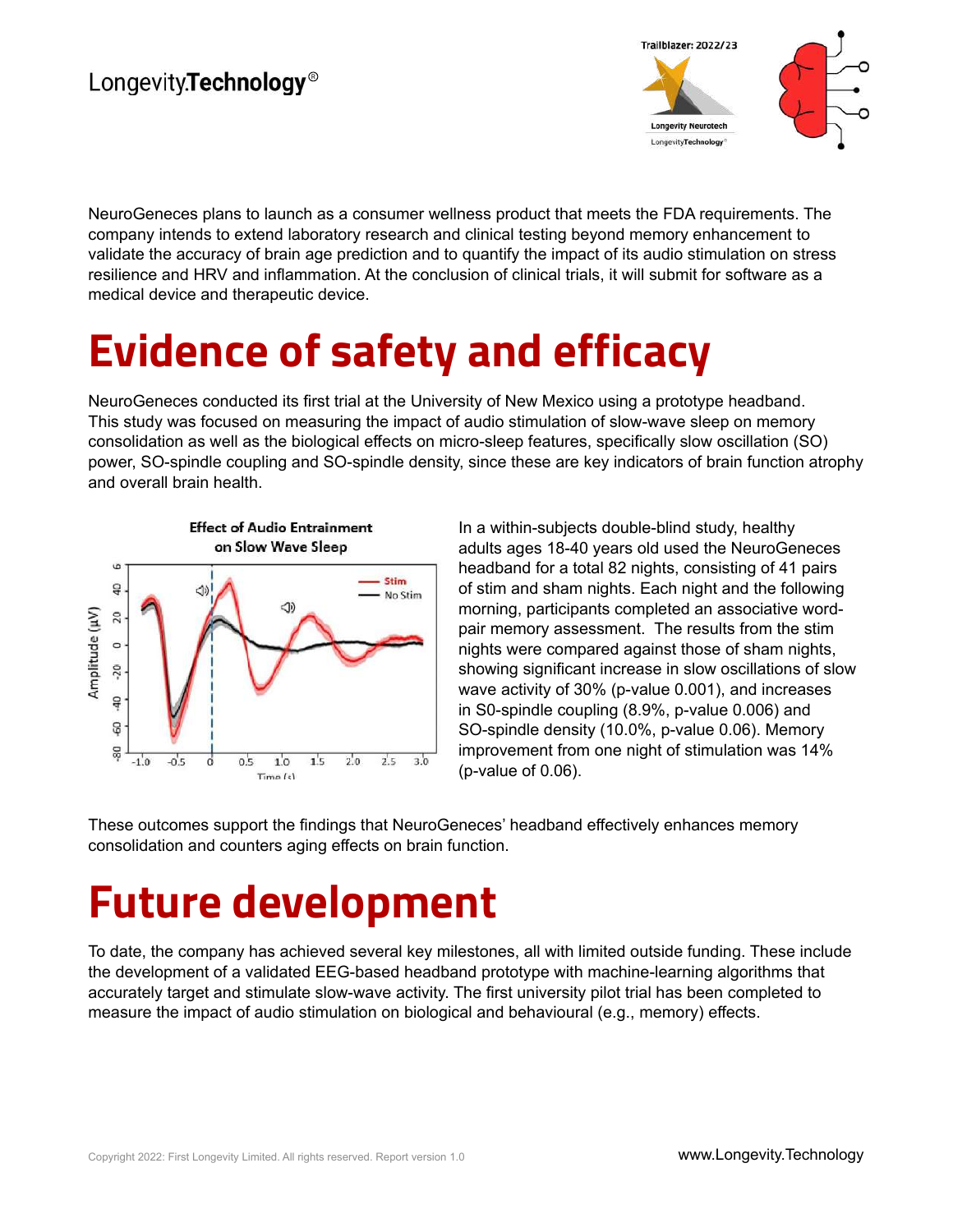NeuroGeneces plans to launch as a consumer wellness product that meets the FDA requirements. The company intends to extend laboratory research and clinical testing beyond memory enhancement to validate the accuracy of brain age prediction and to quantify the impact of its audio stimulation on stress resilience and HRV and inflammation. At the conclusion of clinical trials, it will submit for software as a medical device and therapeutic device.

# Evidence of safety and efficacy

NeuroGeneces conducted its first trial at the University of New Mexico using a prototype headband. This study was focused on measuring the impact of audio stimulation of slow-wave sleep on memory consolidation as well as the biological effects on micro-sleep features, specifically slow oscillation (SO) power, SO-spindle coupling and SO-spindle density, since these are key indicators of brain function atrophy and overall brain health.

Effect of Audio Entrainment on Slow Wave Sleep

Stim
No Stim

Amplitude (µV)

60
40
20
0
-20
-40
-60
-80

-1.0
-0.5
0
0.5
1.0
1.5
2.0
2.5
3.0

Time (s)

In a within-subjects double-blind study, healthy adults ages 18-40 years old used the NeuroGeneces headband for a total 82 nights, consisting of 41 pairs of stim and sham nights. Each night and the following morning, participants completed an associative word-pair memory assessment. The results from the stim nights were compared against those of sham nights, showing significant increase in slow oscillations of slow wave activity of 30% (p-value 0.001), and increases in S0-spindle coupling (8.9%, p-value 0.006) and SO-spindle density (10.0%, p-value 0.06). Memory improvement from one night of stimulation was 14% (p-value of 0.06).

These outcomes support the findings that NeuroGeneces' headband effectively enhances memory consolidation and counters aging effects on brain function.

# Future development

To date, the company has achieved several key milestones, all with limited outside funding. These include the development of a validated EEG-based headband prototype with machine-learning algorithms that accurately target and stimulate slow-wave activity. The first university pilot trial has been completed to measure the impact of audio stimulation on biological and behavioural (e.g., memory) effects.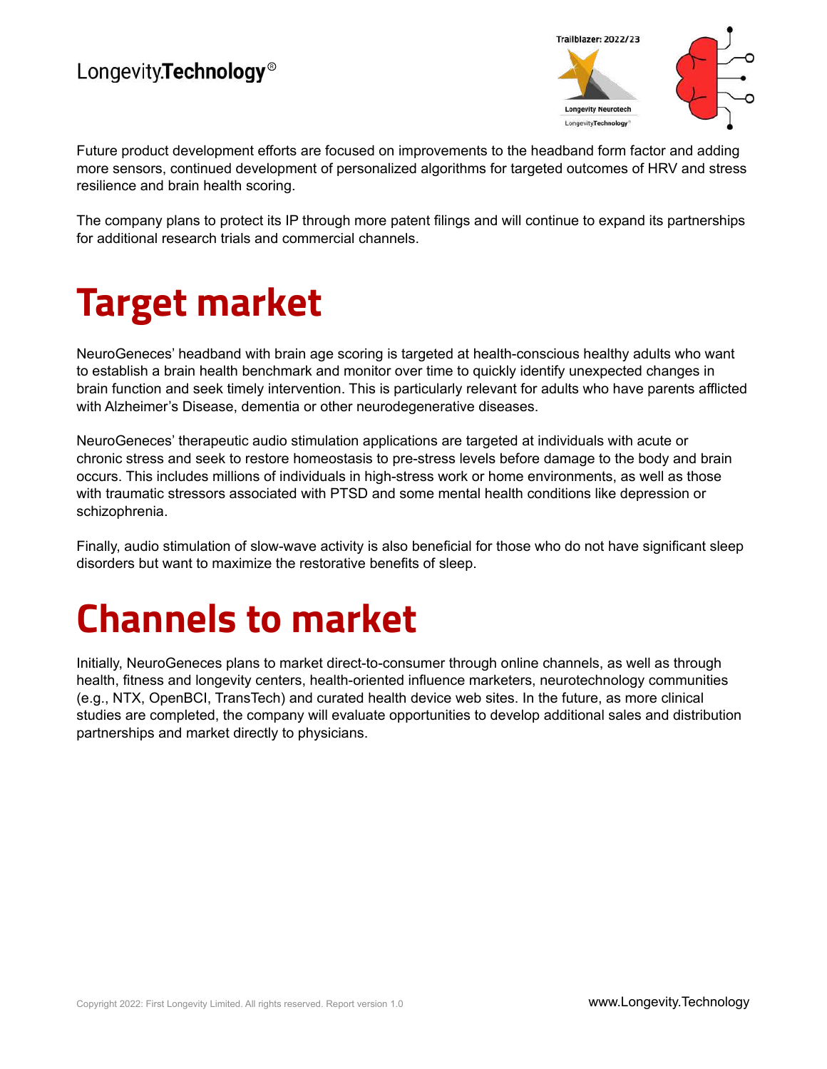Future product development efforts are focused on improvements to the headband form factor and adding more sensors, continued development of personalized algorithms for targeted outcomes of HRV and stress resilience and brain health scoring.

The company plans to protect its IP through more patent filings and will continue to expand its partnerships for additional research trials and commercial channels.

# Target market

NeuroGeneces' headband with brain age scoring is targeted at health-conscious healthy adults who want to establish a brain health benchmark and monitor over time to quickly identify unexpected changes in brain function and seek timely intervention. This is particularly relevant for adults who have parents afflicted with Alzheimer's Disease, dementia or other neurodegenerative diseases.

NeuroGeneces' therapeutic audio stimulation applications are targeted at individuals with acute or chronic stress and seek to restore homeostasis to pre-stress levels before damage to the body and brain occurs. This includes millions of individuals in high-stress work or home environments, as well as those with traumatic stressors associated with PTSD and some mental health conditions like depression or schizophrenia.

Finally, audio stimulation of slow-wave activity is also beneficial for those who do not have significant sleep disorders but want to maximize the restorative benefits of sleep.

# Channels to market

Initially, NeuroGeneces plans to market direct-to-consumer through online channels, as well as through health, fitness and longevity centers, health-oriented influence marketers, neurotechnology communities (e.g., NTX, OpenBCI, TransTech) and curated health device web sites. In the future, as more clinical studies are completed, the company will evaluate opportunities to develop additional sales and distribution partnerships and market directly to physicians.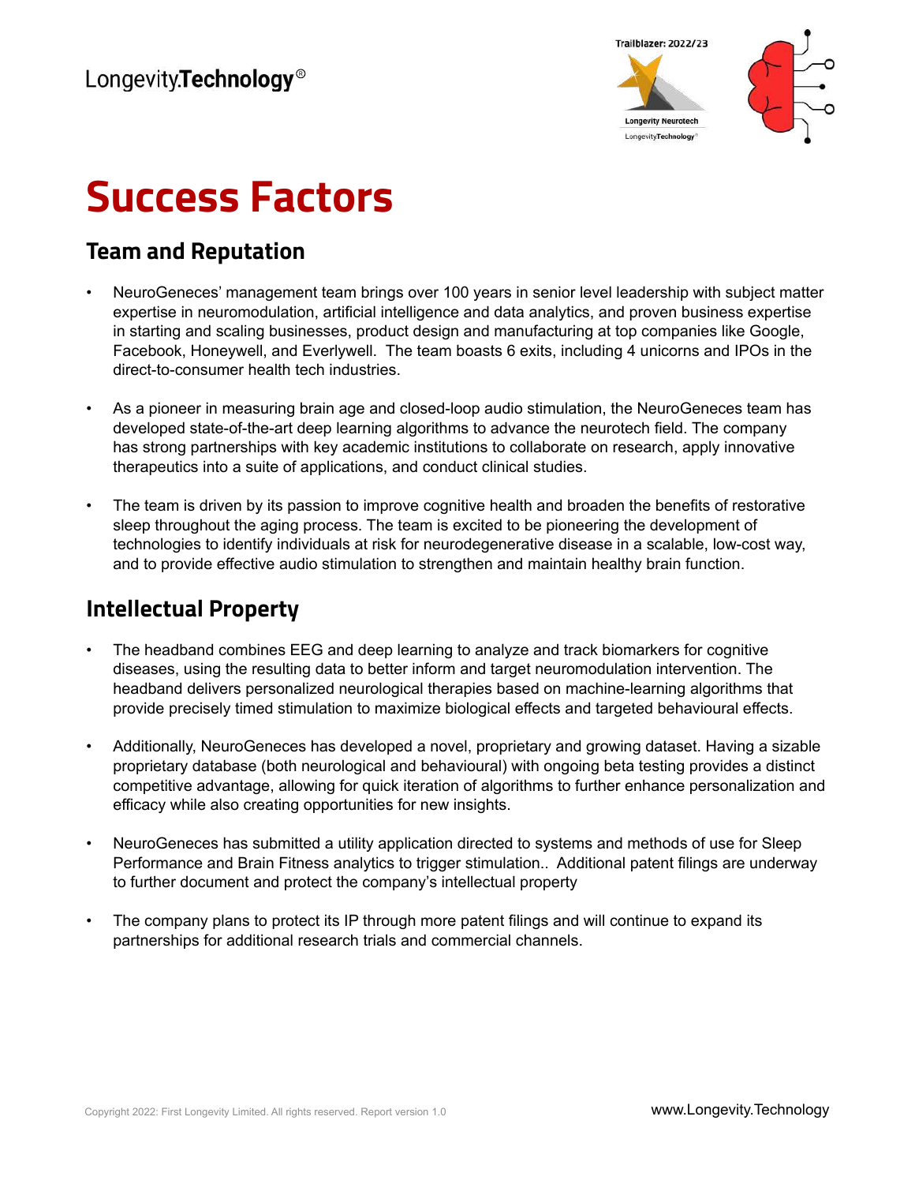# Success Factors

## Team and Reputation

- NeuroGeneces' management team brings over 100 years in senior level leadership with subject matter expertise in neuromodulation, artificial intelligence and data analytics, and proven business expertise in starting and scaling businesses, product design and manufacturing at top companies like Google, Facebook, Honeywell, and Everlywell. The team boasts 6 exits, including 4 unicorns and IPOs in the direct-to-consumer health tech industries.

- As a pioneer in measuring brain age and closed-loop audio stimulation, the NeuroGeneces team has developed state-of-the-art deep learning algorithms to advance the neurotech field. The company has strong partnerships with key academic institutions to collaborate on research, apply innovative therapeutics into a suite of applications, and conduct clinical studies.

- The team is driven by its passion to improve cognitive health and broaden the benefits of restorative sleep throughout the aging process. The team is excited to be pioneering the development of technologies to identify individuals at risk for neurodegenerative disease in a scalable, low-cost way, and to provide effective audio stimulation to strengthen and maintain healthy brain function.

## Intellectual Property

- The headband combines EEG and deep learning to analyze and track biomarkers for cognitive diseases, using the resulting data to better inform and target neuromodulation intervention. The headband delivers personalized neurological therapies based on machine-learning algorithms that provide precisely timed stimulation to maximize biological effects and targeted behavioural effects.

- Additionally, NeuroGeneces has developed a novel, proprietary and growing dataset. Having a sizable proprietary database (both neurological and behavioural) with ongoing beta testing provides a distinct competitive advantage, allowing for quick iteration of algorithms to further enhance personalization and efficacy while also creating opportunities for new insights.

- NeuroGeneces has submitted a utility application directed to systems and methods of use for Sleep Performance and Brain Fitness analytics to trigger stimulation.. Additional patent filings are underway to further document and protect the company's intellectual property

- The company plans to protect its IP through more patent filings and will continue to expand its partnerships for additional research trials and commercial channels.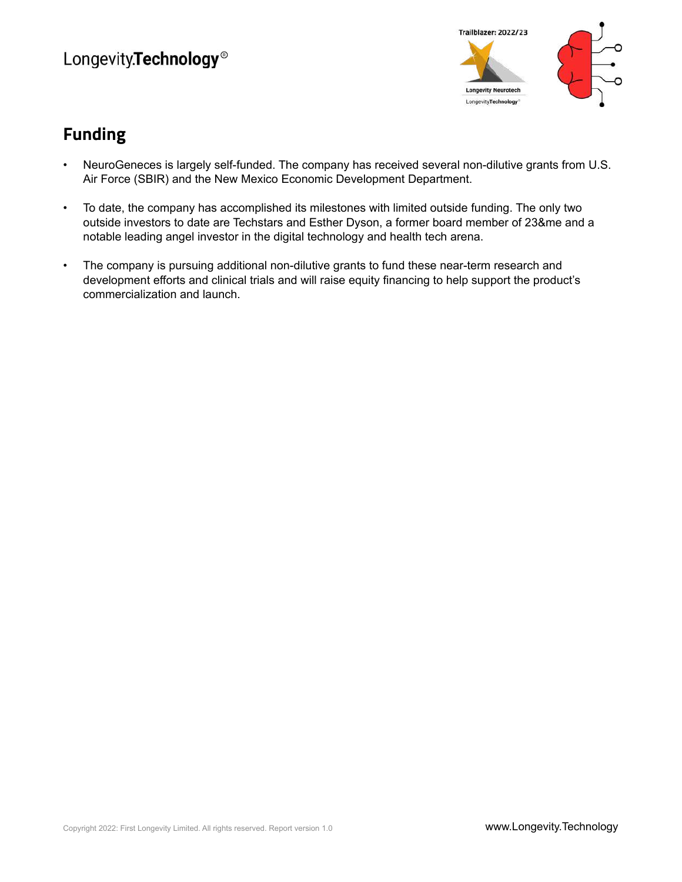## Funding

- NeuroGeneces is largely self-funded. The company has received several non-dilutive grants from U.S. Air Force (SBIR) and the New Mexico Economic Development Department.
- To date, the company has accomplished its milestones with limited outside funding. The only two outside investors to date are Techstars and Esther Dyson, a former board member of 23&me and a notable leading angel investor in the digital technology and health tech arena.
- The company is pursuing additional non-dilutive grants to fund these near-term research and development efforts and clinical trials and will raise equity financing to help support the product's commercialization and launch.